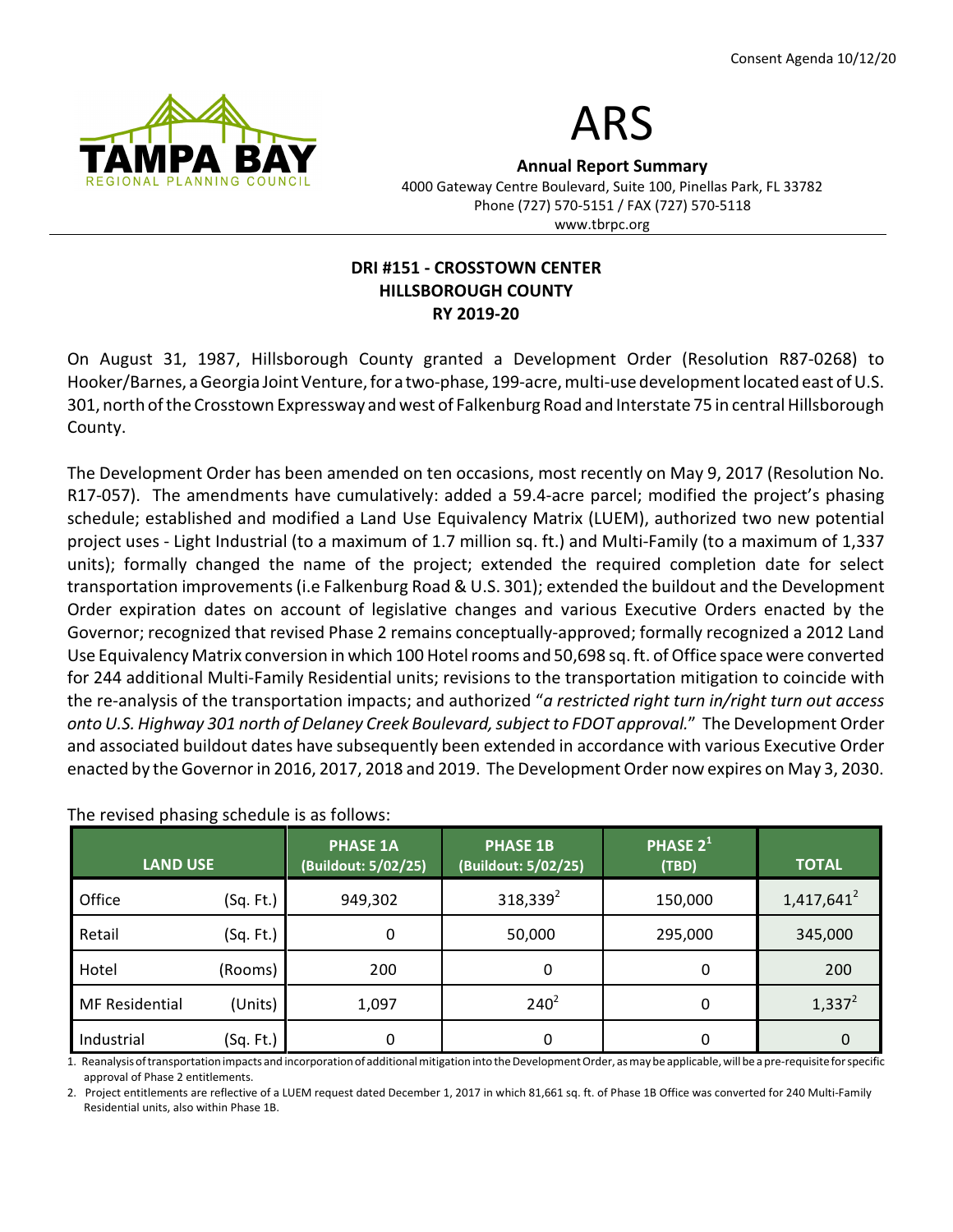Consent Agenda 10/12/20

# ARS

**Annual Report Summary**

4000 Gateway Centre Boulevard, Suite 100, Pinellas Park, FL 33782
Phone (727) 570-5151 / FAX (727) 570-5118
www.tbrpc.org

## DRI #151 - CROSSTOWN CENTER
## HILLSBOROUGH COUNTY
## RY 2019-20

On August 31, 1987, Hillsborough County granted a Development Order (Resolution R87-0268) to Hooker/Barnes, a Georgia Joint Venture, for a two-phase, 199-acre, multi-use development located east of U.S. 301, north of the Crosstown Expressway and west of Falkenburg Road and Interstate 75 in central Hillsborough County.

The Development Order has been amended on ten occasions, most recently on May 9, 2017 (Resolution No. R17-057). The amendments have cumulatively: added a 59.4-acre parcel; modified the project's phasing schedule; established and modified a Land Use Equivalency Matrix (LUEM), authorized two new potential project uses - Light Industrial (to a maximum of 1.7 million sq. ft.) and Multi-Family (to a maximum of 1,337 units); formally changed the name of the project; extended the required completion date for select transportation improvements (i.e Falkenburg Road & U.S. 301); extended the buildout and the Development Order expiration dates on account of legislative changes and various Executive Orders enacted by the Governor; recognized that revised Phase 2 remains conceptually-approved; formally recognized a 2012 Land Use Equivalency Matrix conversion in which 100 Hotel rooms and 50,698 sq. ft. of Office space were converted for 244 additional Multi-Family Residential units; revisions to the transportation mitigation to coincide with the re-analysis of the transportation impacts; and authorized "*a restricted right turn in/right turn out access onto U.S. Highway 301 north of Delaney Creek Boulevard, subject to FDOT approval.*" The Development Order and associated buildout dates have subsequently been extended in accordance with various Executive Order enacted by the Governor in 2016, 2017, 2018 and 2019. The Development Order now expires on May 3, 2030.

The revised phasing schedule is as follows:

| LAND USE | | PHASE 1A (Buildout: 5/02/25) | PHASE 1B (Buildout: 5/02/25) | PHASE 2[1] (TBD) | TOTAL |
|---|---|---|---|---|---|
| Office | (Sq. Ft.) | 949,302 | 318,339[2] | 150,000 | 1,417,641[2] |
| Retail | (Sq. Ft.) | 0 | 50,000 | 295,000 | 345,000 |
| Hotel | (Rooms) | 200 | 0 | 0 | 200 |
| MF Residential | (Units) | 1,097 | 240[2] | 0 | 1,337[2] |
| Industrial | (Sq. Ft.) | 0 | 0 | 0 | 0 |

1. Reanalysis of transportation impacts and incorporation of additional mitigation into the Development Order, as may be applicable, will be a pre-requisite for specific approval of Phase 2 entitlements.
2. Project entitlements are reflective of a LUEM request dated December 1, 2017 in which 81,661 sq. ft. of Phase 1B Office was converted for 240 Multi-Family Residential units, also within Phase 1B.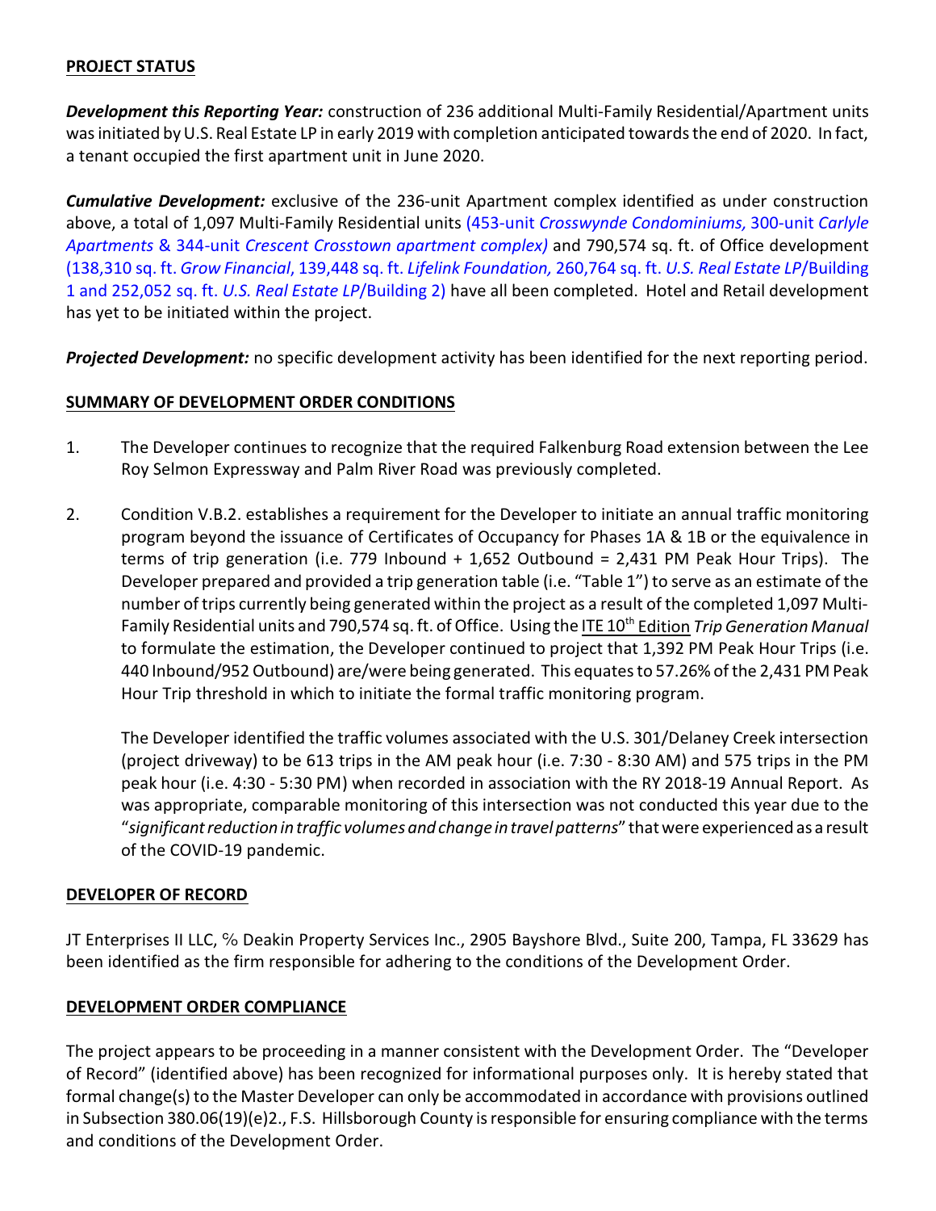**PROJECT STATUS**

***Development this Reporting Year:*** construction of 236 additional Multi-Family Residential/Apartment units was initiated by U.S. Real Estate LP in early 2019 with completion anticipated towards the end of 2020. In fact, a tenant occupied the first apartment unit in June 2020.

***Cumulative Development:*** exclusive of the 236-unit Apartment complex identified as under construction above, a total of 1,097 Multi-Family Residential units (453-unit *Crosswynde Condominiums,* 300-unit *Carlyle Apartments* & 344-unit *Crescent Crosstown apartment complex)* and 790,574 sq. ft. of Office development (138,310 sq. ft. *Grow Financial*, 139,448 sq. ft. *Lifelink Foundation,* 260,764 sq. ft. *U.S. Real Estate LP*/Building 1 and 252,052 sq. ft. *U.S. Real Estate LP*/Building 2) have all been completed. Hotel and Retail development has yet to be initiated within the project.

***Projected Development:*** no specific development activity has been identified for the next reporting period.

**SUMMARY OF DEVELOPMENT ORDER CONDITIONS**

1. The Developer continues to recognize that the required Falkenburg Road extension between the Lee Roy Selmon Expressway and Palm River Road was previously completed.

2. Condition V.B.2. establishes a requirement for the Developer to initiate an annual traffic monitoring program beyond the issuance of Certificates of Occupancy for Phases 1A & 1B or the equivalence in terms of trip generation (i.e. 779 Inbound + 1,652 Outbound = 2,431 PM Peak Hour Trips). The Developer prepared and provided a trip generation table (i.e. "Table 1") to serve as an estimate of the number of trips currently being generated within the project as a result of the completed 1,097 Multi-Family Residential units and 790,574 sq. ft. of Office. Using the ITE 10th Edition *Trip Generation Manual* to formulate the estimation, the Developer continued to project that 1,392 PM Peak Hour Trips (i.e. 440 Inbound/952 Outbound) are/were being generated. This equates to 57.26% of the 2,431 PM Peak Hour Trip threshold in which to initiate the formal traffic monitoring program.

   The Developer identified the traffic volumes associated with the U.S. 301/Delaney Creek intersection (project driveway) to be 613 trips in the AM peak hour (i.e. 7:30 - 8:30 AM) and 575 trips in the PM peak hour (i.e. 4:30 - 5:30 PM) when recorded in association with the RY 2018-19 Annual Report. As was appropriate, comparable monitoring of this intersection was not conducted this year due to the "*significant reduction in traffic volumes and change in travel patterns*" that were experienced as a result of the COVID-19 pandemic.

**DEVELOPER OF RECORD**

JT Enterprises II LLC, ℅ Deakin Property Services Inc., 2905 Bayshore Blvd., Suite 200, Tampa, FL 33629 has been identified as the firm responsible for adhering to the conditions of the Development Order.

**DEVELOPMENT ORDER COMPLIANCE**

The project appears to be proceeding in a manner consistent with the Development Order. The "Developer of Record" (identified above) has been recognized for informational purposes only. It is hereby stated that formal change(s) to the Master Developer can only be accommodated in accordance with provisions outlined in Subsection 380.06(19)(e)2., F.S. Hillsborough County is responsible for ensuring compliance with the terms and conditions of the Development Order.